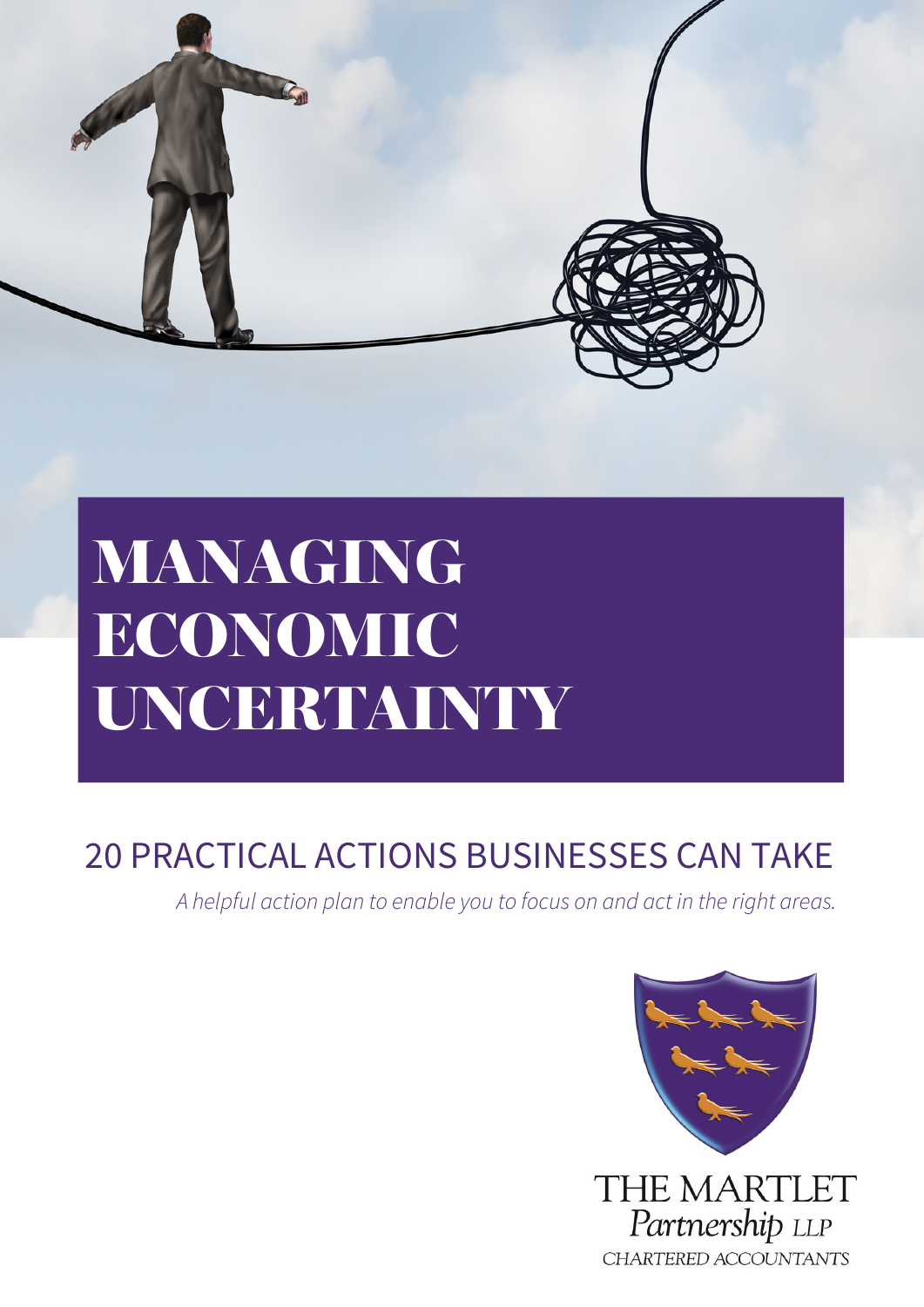# MANAGING ECONOMIC UNCERTAINTY

## 20 PRACTICAL ACTIONS BUSINESSES CAN TAKE

*A helpful action plan to enable you to focus on and act in the right areas.*

THE MARTLET
*Partnership* LLP
CHARTERED ACCOUNTANTS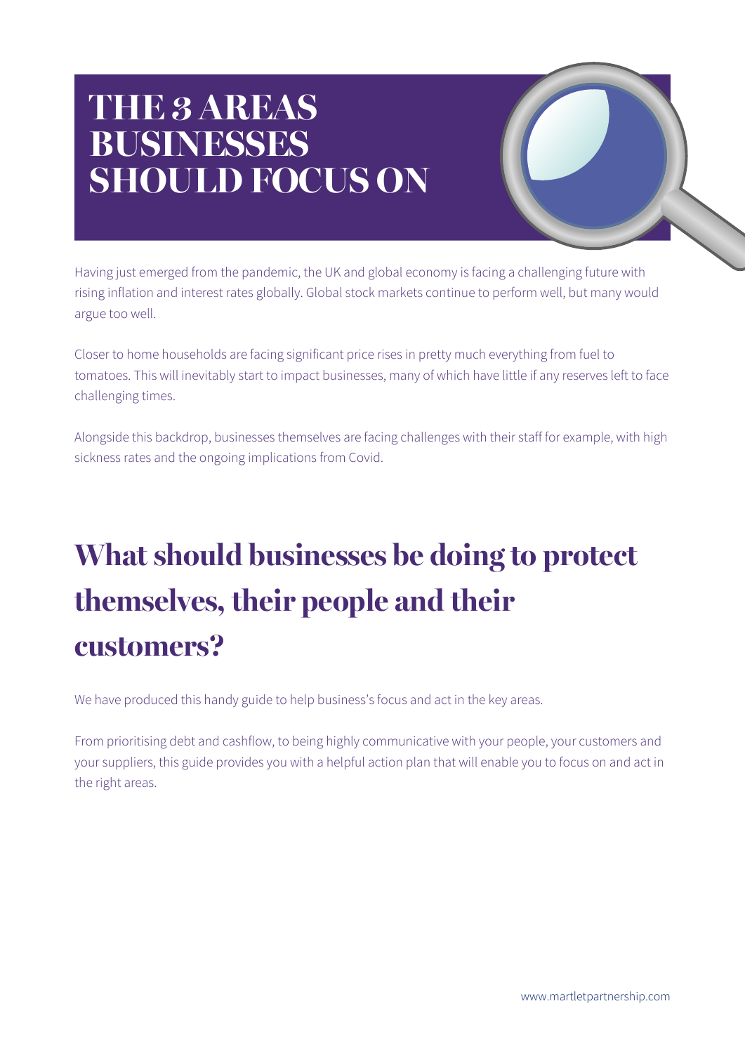# THE 3 AREAS BUSINESSES SHOULD FOCUS ON

Having just emerged from the pandemic, the UK and global economy is facing a challenging future with rising inflation and interest rates globally. Global stock markets continue to perform well, but many would argue too well.

Closer to home households are facing significant price rises in pretty much everything from fuel to tomatoes. This will inevitably start to impact businesses, many of which have little if any reserves left to face challenging times.

Alongside this backdrop, businesses themselves are facing challenges with their staff for example, with high sickness rates and the ongoing implications from Covid.

## What should businesses be doing to protect themselves, their people and their customers?

We have produced this handy guide to help business's focus and act in the key areas.

From prioritising debt and cashflow, to being highly communicative with your people, your customers and your suppliers, this guide provides you with a helpful action plan that will enable you to focus on and act in the right areas.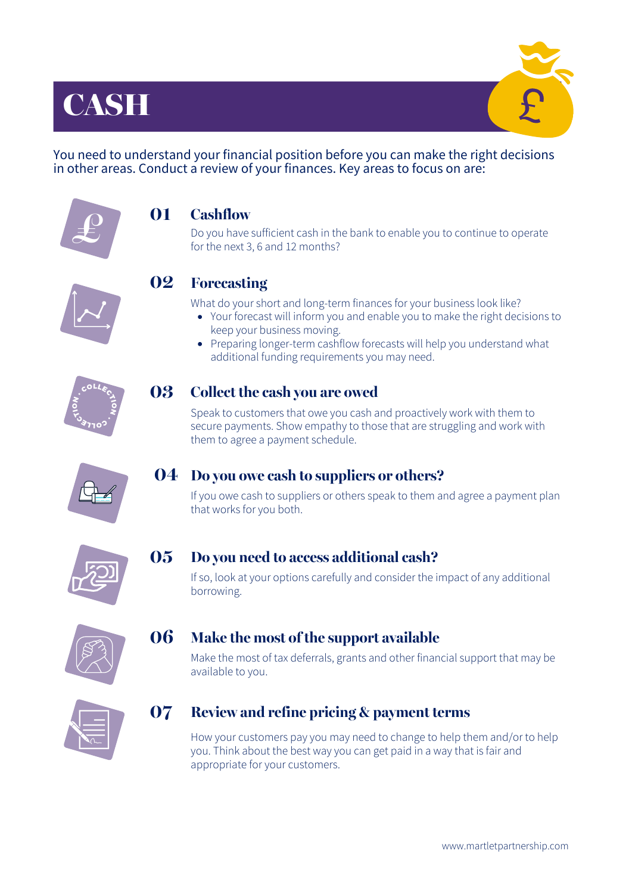# CASH

You need to understand your financial position before you can make the right decisions in other areas. Conduct a review of your finances. Key areas to focus on are:

## 01 Cashflow

Do you have sufficient cash in the bank to enable you to continue to operate for the next 3, 6 and 12 months?

## 02 Forecasting

What do your short and long-term finances for your business look like?

- Your forecast will inform you and enable you to make the right decisions to keep your business moving.
- Preparing longer-term cashflow forecasts will help you understand what additional funding requirements you may need.

## 03 Collect the cash you are owed

Speak to customers that owe you cash and proactively work with them to secure payments. Show empathy to those that are struggling and work with them to agree a payment schedule.

## 04 Do you owe cash to suppliers or others?

If you owe cash to suppliers or others speak to them and agree a payment plan that works for you both.

## 05 Do you need to access additional cash?

If so, look at your options carefully and consider the impact of any additional borrowing.

## 06 Make the most of the support available

Make the most of tax deferrals, grants and other financial support that may be available to you.

## 07 Review and refine pricing & payment terms

How your customers pay you may need to change to help them and/or to help you. Think about the best way you can get paid in a way that is fair and appropriate for your customers.

www.martletpartnership.com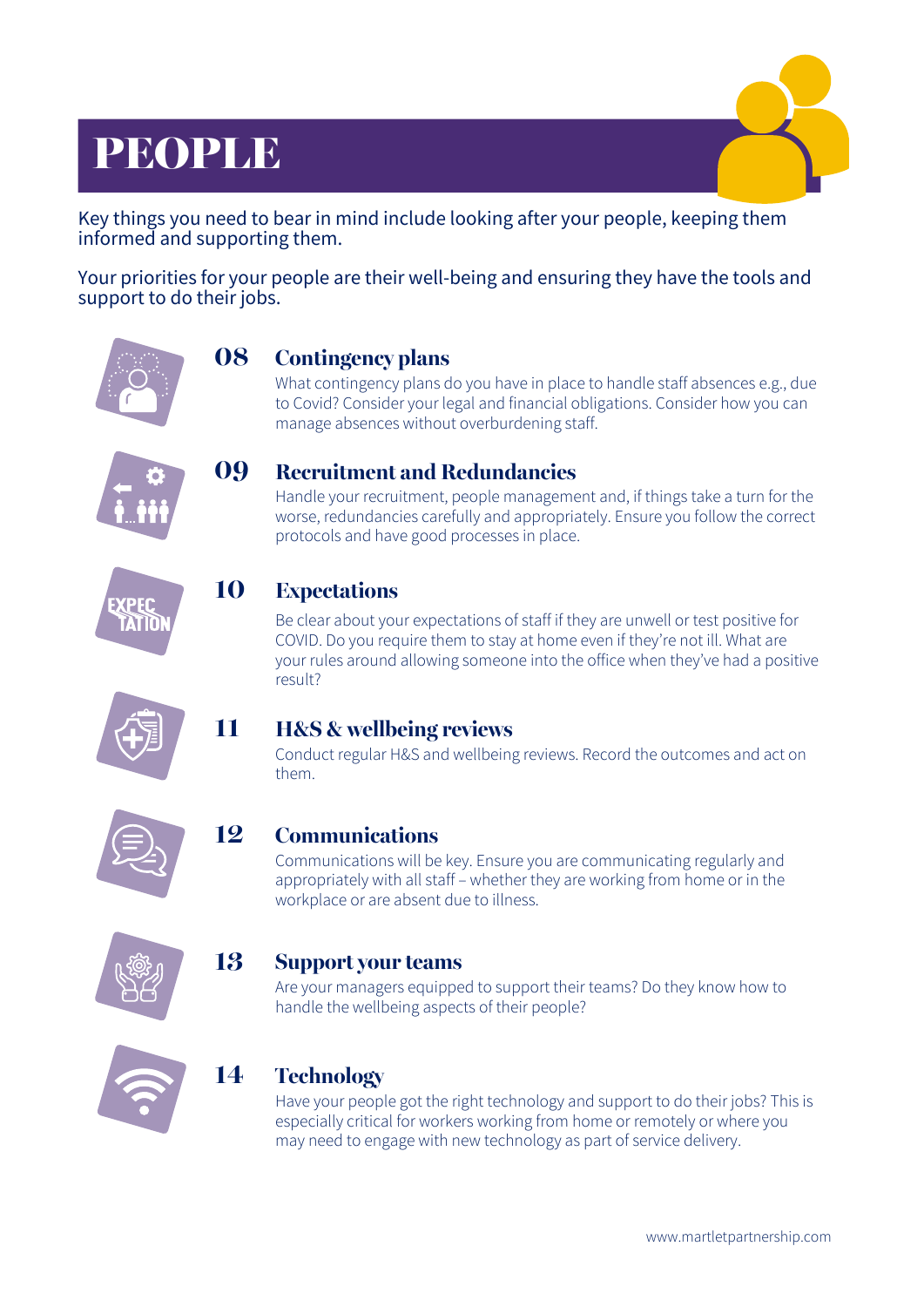# PEOPLE

Key things you need to bear in mind include looking after your people, keeping them informed and supporting them.

Your priorities for your people are their well-being and ensuring they have the tools and support to do their jobs.

## 08 Contingency plans

What contingency plans do you have in place to handle staff absences e.g., due to Covid? Consider your legal and financial obligations. Consider how you can manage absences without overburdening staff.

## 09 Recruitment and Redundancies

Handle your recruitment, people management and, if things take a turn for the worse, redundancies carefully and appropriately. Ensure you follow the correct protocols and have good processes in place.

## 10 Expectations

Be clear about your expectations of staff if they are unwell or test positive for COVID. Do you require them to stay at home even if they're not ill. What are your rules around allowing someone into the office when they've had a positive result?

## 11 H&S & wellbeing reviews

Conduct regular H&S and wellbeing reviews. Record the outcomes and act on them.

## 12 Communications

Communications will be key. Ensure you are communicating regularly and appropriately with all staff – whether they are working from home or in the workplace or are absent due to illness.

## 13 Support your teams

Are your managers equipped to support their teams? Do they know how to handle the wellbeing aspects of their people?

## 14 Technology

Have your people got the right technology and support to do their jobs? This is especially critical for workers working from home or remotely or where you may need to engage with new technology as part of service delivery.

www.martletpartnership.com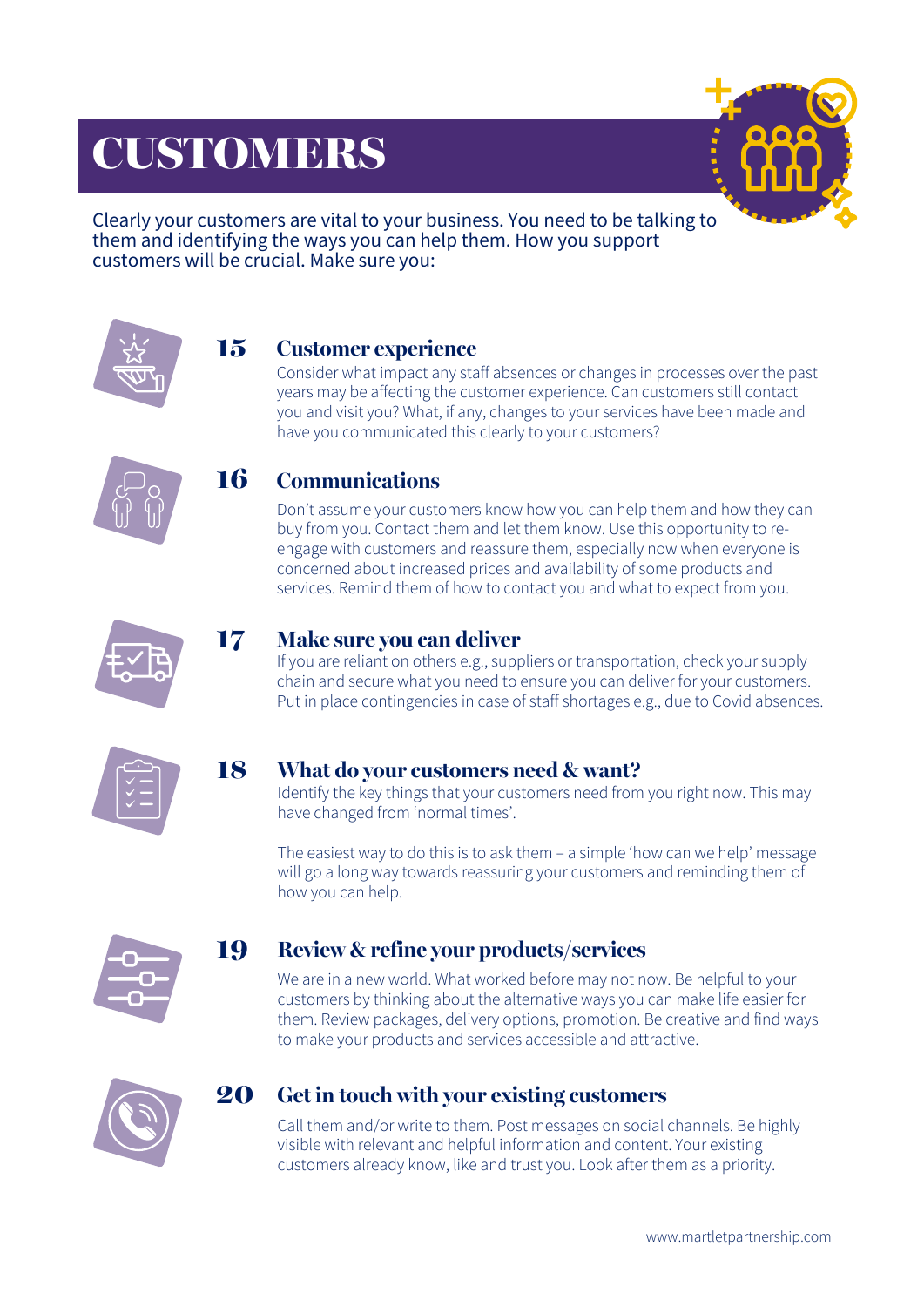# CUSTOMERS

Clearly your customers are vital to your business. You need to be talking to them and identifying the ways you can help them. How you support customers will be crucial. Make sure you:

## 15 Customer experience

Consider what impact any staff absences or changes in processes over the past years may be affecting the customer experience. Can customers still contact you and visit you? What, if any, changes to your services have been made and have you communicated this clearly to your customers?

## 16 Communications

Don't assume your customers know how you can help them and how they can buy from you. Contact them and let them know. Use this opportunity to re-engage with customers and reassure them, especially now when everyone is concerned about increased prices and availability of some products and services. Remind them of how to contact you and what to expect from you.

## 17 Make sure you can deliver

If you are reliant on others e.g., suppliers or transportation, check your supply chain and secure what you need to ensure you can deliver for your customers. Put in place contingencies in case of staff shortages e.g., due to Covid absences.

## 18 What do your customers need & want?

Identify the key things that your customers need from you right now. This may have changed from 'normal times'.

The easiest way to do this is to ask them – a simple 'how can we help' message will go a long way towards reassuring your customers and reminding them of how you can help.

## 19 Review & refine your products/services

We are in a new world. What worked before may not now. Be helpful to your customers by thinking about the alternative ways you can make life easier for them. Review packages, delivery options, promotion. Be creative and find ways to make your products and services accessible and attractive.

## 20 Get in touch with your existing customers

Call them and/or write to them. Post messages on social channels. Be highly visible with relevant and helpful information and content. Your existing customers already know, like and trust you. Look after them as a priority.

www.martletpartnership.com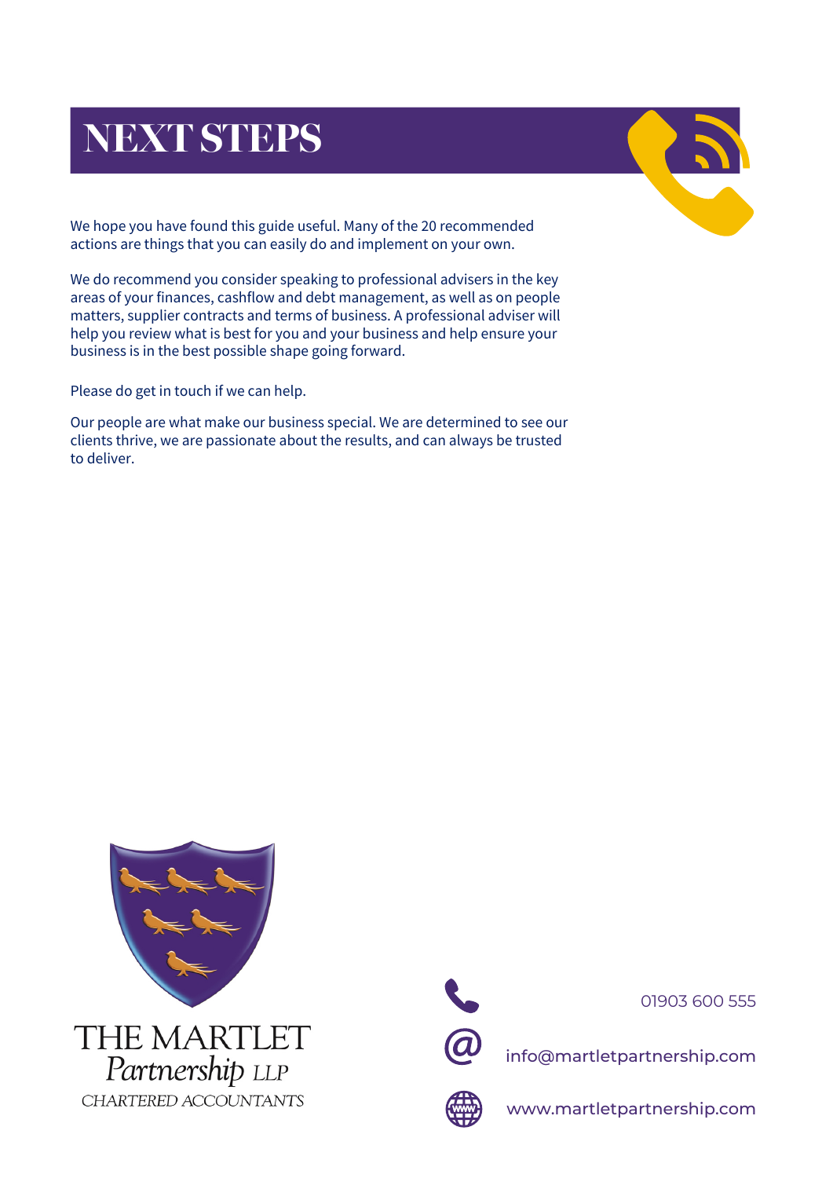# NEXT STEPS

We hope you have found this guide useful. Many of the 20 recommended actions are things that you can easily do and implement on your own.

We do recommend you consider speaking to professional advisers in the key areas of your finances, cashflow and debt management, as well as on people matters, supplier contracts and terms of business. A professional adviser will help you review what is best for you and your business and help ensure your business is in the best possible shape going forward.

Please do get in touch if we can help.

Our people are what make our business special. We are determined to see our clients thrive, we are passionate about the results, and can always be trusted to deliver.

THE MARTLET
*Partnership* LLP
CHARTERED ACCOUNTANTS

01903 600 555

info@martletpartnership.com

www.martletpartnership.com